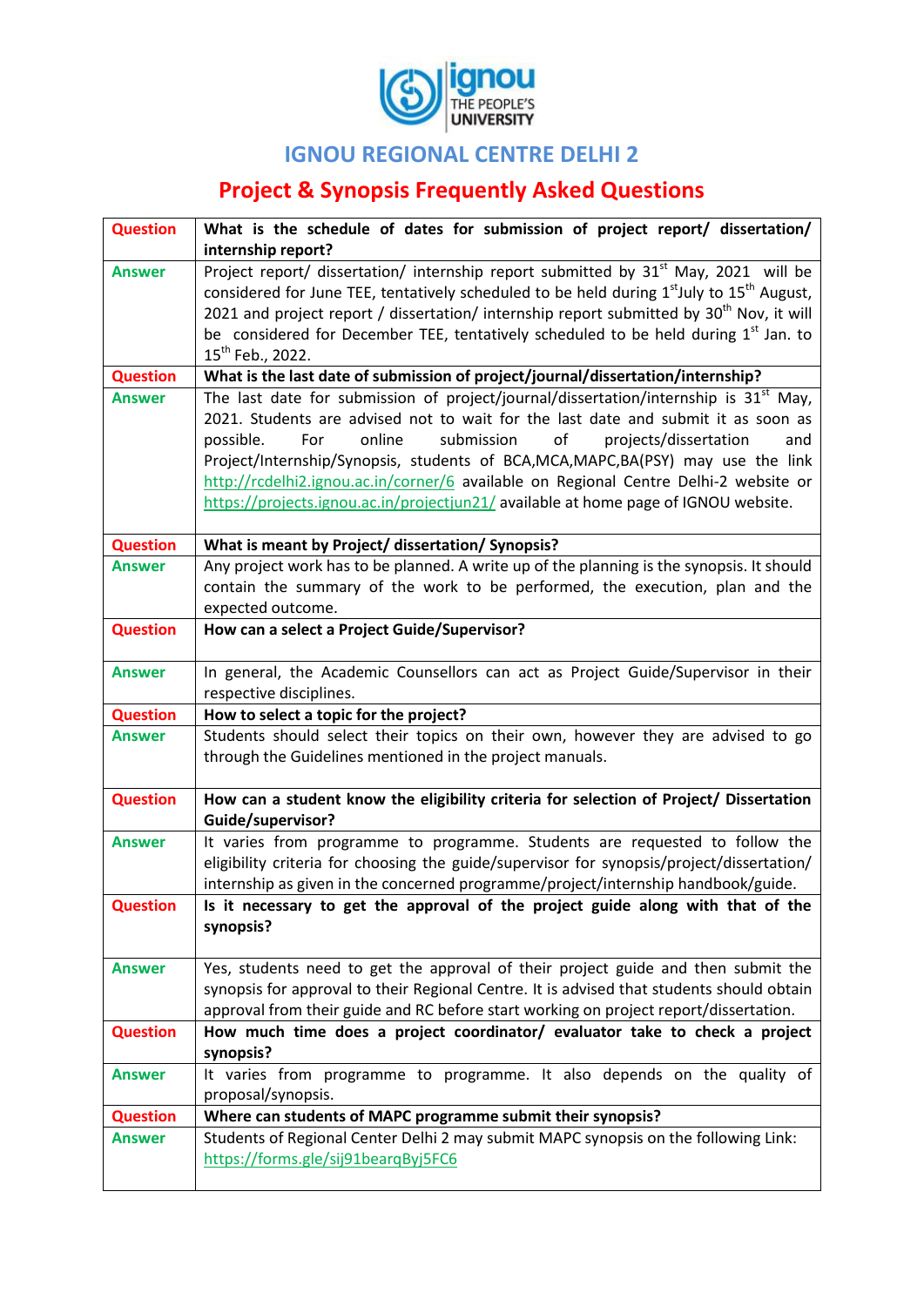# IGNOU REGIONAL CENTRE DELHI 2

## Project & Synopsis Frequently Asked Questions

| | |
|---|---|
| **Question** | **What is the schedule of dates for submission of project report/ dissertation/ internship report?** |
| **Answer** | Project report/ dissertation/ internship report submitted by 31st May, 2021 will be considered for June TEE, tentatively scheduled to be held during 1st July to 15th August, 2021 and project report / dissertation/ internship report submitted by 30th Nov, it will be considered for December TEE, tentatively scheduled to be held during 1st Jan. to 15th Feb., 2022. |
| **Question** | **What is the last date of submission of project/journal/dissertation/internship?** |
| **Answer** | The last date for submission of project/journal/dissertation/internship is 31st May, 2021. Students are advised not to wait for the last date and submit it as soon as possible. For online submission of projects/dissertation and Project/Internship/Synopsis, students of BCA,MCA,MAPC,BA(PSY) may use the link http://rcdelhi2.ignou.ac.in/corner/6 available on Regional Centre Delhi-2 website or https://projects.ignou.ac.in/projectjun21/ available at home page of IGNOU website. |
| **Question** | **What is meant by Project/ dissertation/ Synopsis?** |
| **Answer** | Any project work has to be planned. A write up of the planning is the synopsis. It should contain the summary of the work to be performed, the execution, plan and the expected outcome. |
| **Question** | **How can a select a Project Guide/Supervisor?** |
| **Answer** | In general, the Academic Counsellors can act as Project Guide/Supervisor in their respective disciplines. |
| **Question** | **How to select a topic for the project?** |
| **Answer** | Students should select their topics on their own, however they are advised to go through the Guidelines mentioned in the project manuals. |
| **Question** | **How can a student know the eligibility criteria for selection of Project/ Dissertation Guide/supervisor?** |
| **Answer** | It varies from programme to programme. Students are requested to follow the eligibility criteria for choosing the guide/supervisor for synopsis/project/dissertation/ internship as given in the concerned programme/project/internship handbook/guide. |
| **Question** | **Is it necessary to get the approval of the project guide along with that of the synopsis?** |
| **Answer** | Yes, students need to get the approval of their project guide and then submit the synopsis for approval to their Regional Centre. It is advised that students should obtain approval from their guide and RC before start working on project report/dissertation. |
| **Question** | **How much time does a project coordinator/ evaluator take to check a project synopsis?** |
| **Answer** | It varies from programme to programme. It also depends on the quality of proposal/synopsis. |
| **Question** | **Where can students of MAPC programme submit their synopsis?** |
| **Answer** | Students of Regional Center Delhi 2 may submit MAPC synopsis on the following Link: https://forms.gle/sij91bearqByj5FC6 |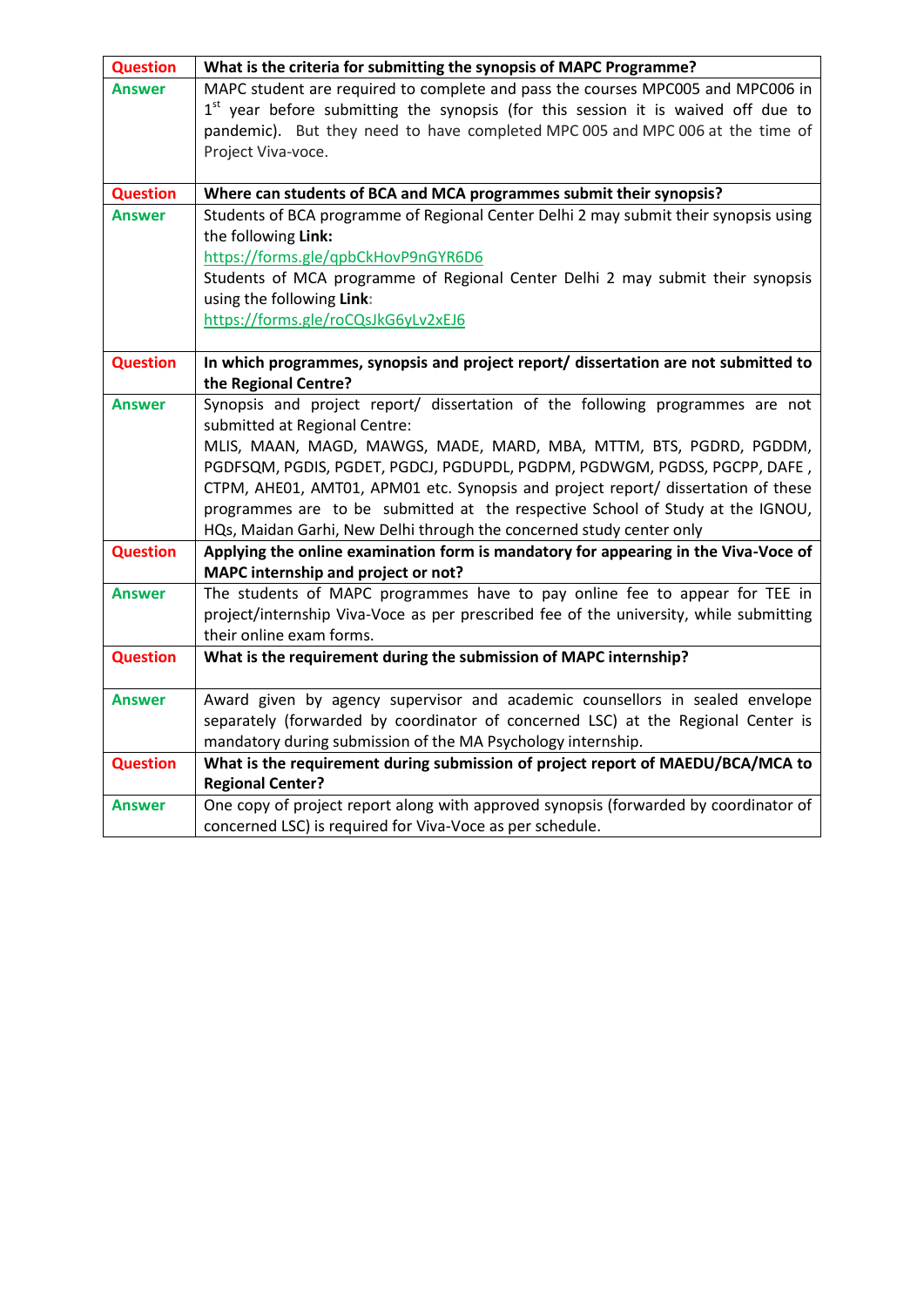| | |
|---|---|
| **Question** | **What is the criteria for submitting the synopsis of MAPC Programme?** |
| **Answer** | MAPC student are required to complete and pass the courses MPC005 and MPC006 in 1st year before submitting the synopsis (for this session it is waived off due to pandemic). But they need to have completed MPC 005 and MPC 006 at the time of Project Viva-voce. |
| **Question** | **Where can students of BCA and MCA programmes submit their synopsis?** |
| **Answer** | Students of BCA programme of Regional Center Delhi 2 may submit their synopsis using the following **Link:** https://forms.gle/qpbCkHovP9nGYR6D6 Students of MCA programme of Regional Center Delhi 2 may submit their synopsis using the following **Link**: https://forms.gle/roCQsJkG6yLv2xEJ6 |
| **Question** | **In which programmes, synopsis and project report/ dissertation are not submitted to the Regional Centre?** |
| **Answer** | Synopsis and project report/ dissertation of the following programmes are not submitted at Regional Centre: MLIS, MAAN, MAGD, MAWGS, MADE, MARD, MBA, MTTM, BTS, PGDRD, PGDDM, PGDFSQM, PGDIS, PGDET, PGDCJ, PGDUPDL, PGDPM, PGDWGM, PGDSS, PGCPP, DAFE , CTPM, AHE01, AMT01, APM01 etc. Synopsis and project report/ dissertation of these programmes are to be submitted at the respective School of Study at the IGNOU, HQs, Maidan Garhi, New Delhi through the concerned study center only |
| **Question** | **Applying the online examination form is mandatory for appearing in the Viva-Voce of MAPC internship and project or not?** |
| **Answer** | The students of MAPC programmes have to pay online fee to appear for TEE in project/internship Viva-Voce as per prescribed fee of the university, while submitting their online exam forms. |
| **Question** | **What is the requirement during the submission of MAPC internship?** |
| **Answer** | Award given by agency supervisor and academic counsellors in sealed envelope separately (forwarded by coordinator of concerned LSC) at the Regional Center is mandatory during submission of the MA Psychology internship. |
| **Question** | **What is the requirement during submission of project report of MAEDU/BCA/MCA to Regional Center?** |
| **Answer** | One copy of project report along with approved synopsis (forwarded by coordinator of concerned LSC) is required for Viva-Voce as per schedule. |